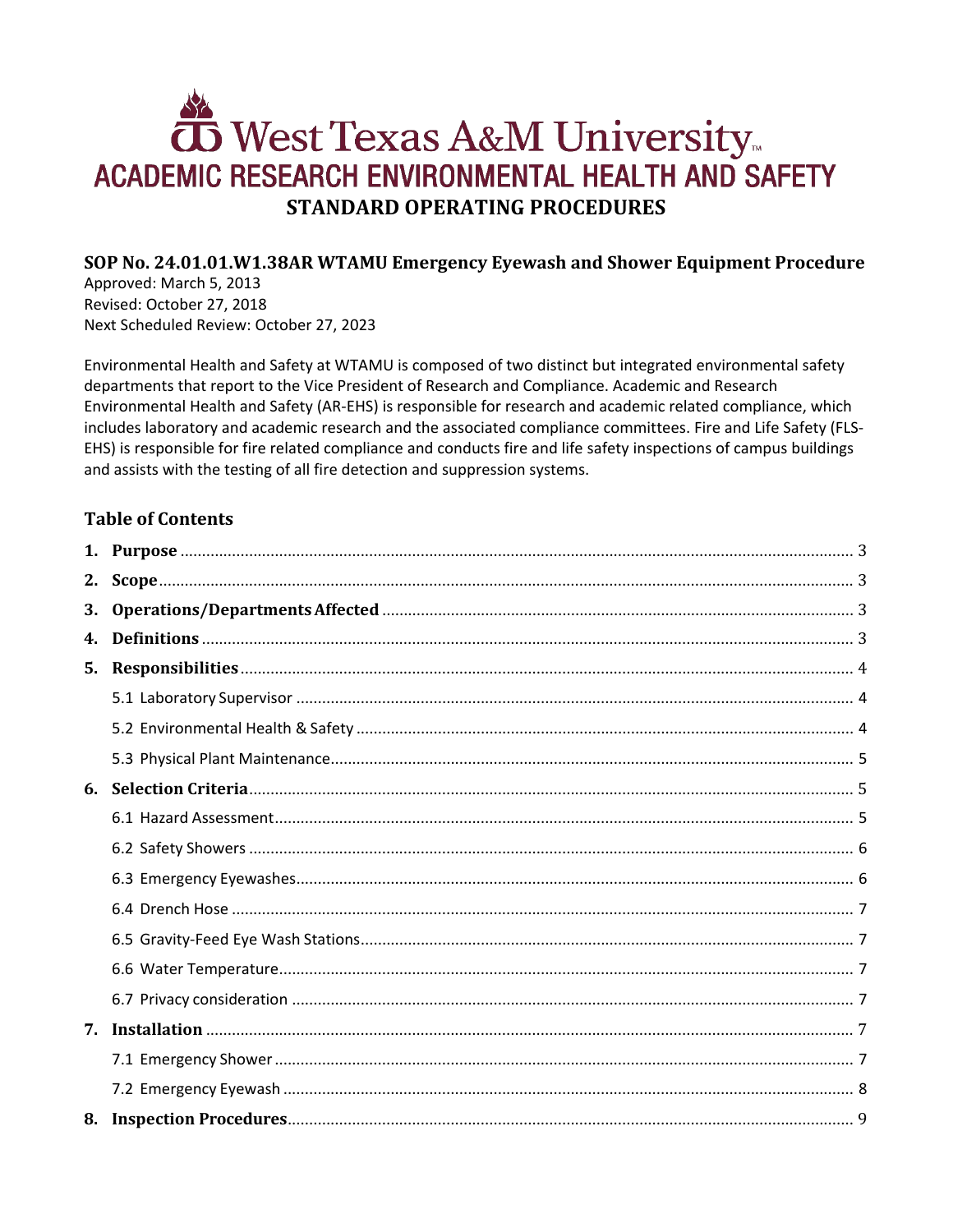# West Texas A&M University

## ACADEMIC RESEARCH ENVIRONMENTAL HEALTH AND SAFETY

## STANDARD OPERATING PROCEDURES

### SOP No. 24.01.01.W1.38AR WTAMU Emergency Eyewash and Shower Equipment Procedure

Approved: March 5, 2013
Revised: October 27, 2018
Next Scheduled Review: October 27, 2023

Environmental Health and Safety at WTAMU is composed of two distinct but integrated environmental safety departments that report to the Vice President of Research and Compliance. Academic and Research Environmental Health and Safety (AR-EHS) is responsible for research and academic related compliance, which includes laboratory and academic research and the associated compliance committees. Fire and Life Safety (FLS-EHS) is responsible for fire related compliance and conducts fire and life safety inspections of campus buildings and assists with the testing of all fire detection and suppression systems.

### Table of Contents

1. **Purpose** ..... 3
2. **Scope** ..... 3
3. **Operations/Departments Affected** ..... 3
4. **Definitions** ..... 3
5. **Responsibilities** ..... 4
   - 5.1 Laboratory Supervisor ..... 4
   - 5.2 Environmental Health & Safety ..... 4
   - 5.3 Physical Plant Maintenance ..... 5
6. **Selection Criteria** ..... 5
   - 6.1 Hazard Assessment ..... 5
   - 6.2 Safety Showers ..... 6
   - 6.3 Emergency Eyewashes ..... 6
   - 6.4 Drench Hose ..... 7
   - 6.5 Gravity-Feed Eye Wash Stations ..... 7
   - 6.6 Water Temperature ..... 7
   - 6.7 Privacy consideration ..... 7
7. **Installation** ..... 7
   - 7.1 Emergency Shower ..... 7
   - 7.2 Emergency Eyewash ..... 8
8. **Inspection Procedures** ..... 9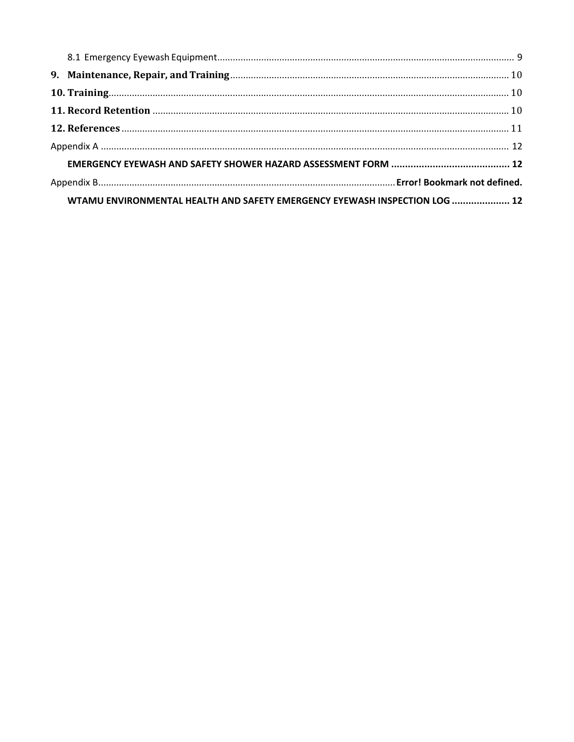8.1 Emergency Eyewash Equipment .................................................................................................................. 9

**9. Maintenance, Repair, and Training** .......................................................................................................... 10

**10. Training** ........................................................................................................................................... 10

**11. Record Retention** .............................................................................................................................. 10

**12. References** ....................................................................................................................................... 11

Appendix A ........................................................................................................................................... 12

**EMERGENCY EYEWASH AND SAFETY SHOWER HAZARD ASSESSMENT FORM** ........................................... 12

Appendix B ..................................................................................................................... **Error! Bookmark not defined.**

**WTAMU ENVIRONMENTAL HEALTH AND SAFETY EMERGENCY EYEWASH INSPECTION LOG** .................... 12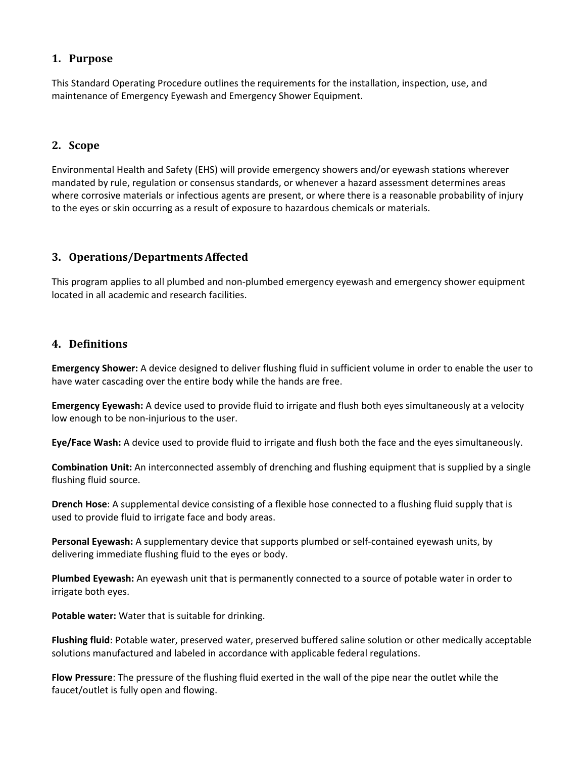## 1. Purpose

This Standard Operating Procedure outlines the requirements for the installation, inspection, use, and maintenance of Emergency Eyewash and Emergency Shower Equipment.

## 2. Scope

Environmental Health and Safety (EHS) will provide emergency showers and/or eyewash stations wherever mandated by rule, regulation or consensus standards, or whenever a hazard assessment determines areas where corrosive materials or infectious agents are present, or where there is a reasonable probability of injury to the eyes or skin occurring as a result of exposure to hazardous chemicals or materials.

## 3. Operations/Departments Affected

This program applies to all plumbed and non-plumbed emergency eyewash and emergency shower equipment located in all academic and research facilities.

## 4. Definitions

**Emergency Shower:** A device designed to deliver flushing fluid in sufficient volume in order to enable the user to have water cascading over the entire body while the hands are free.

**Emergency Eyewash:** A device used to provide fluid to irrigate and flush both eyes simultaneously at a velocity low enough to be non-injurious to the user.

**Eye/Face Wash:** A device used to provide fluid to irrigate and flush both the face and the eyes simultaneously.

**Combination Unit:** An interconnected assembly of drenching and flushing equipment that is supplied by a single flushing fluid source.

**Drench Hose**: A supplemental device consisting of a flexible hose connected to a flushing fluid supply that is used to provide fluid to irrigate face and body areas.

**Personal Eyewash:** A supplementary device that supports plumbed or self-contained eyewash units, by delivering immediate flushing fluid to the eyes or body.

**Plumbed Eyewash:** An eyewash unit that is permanently connected to a source of potable water in order to irrigate both eyes.

**Potable water:** Water that is suitable for drinking.

**Flushing fluid**: Potable water, preserved water, preserved buffered saline solution or other medically acceptable solutions manufactured and labeled in accordance with applicable federal regulations.

**Flow Pressure**: The pressure of the flushing fluid exerted in the wall of the pipe near the outlet while the faucet/outlet is fully open and flowing.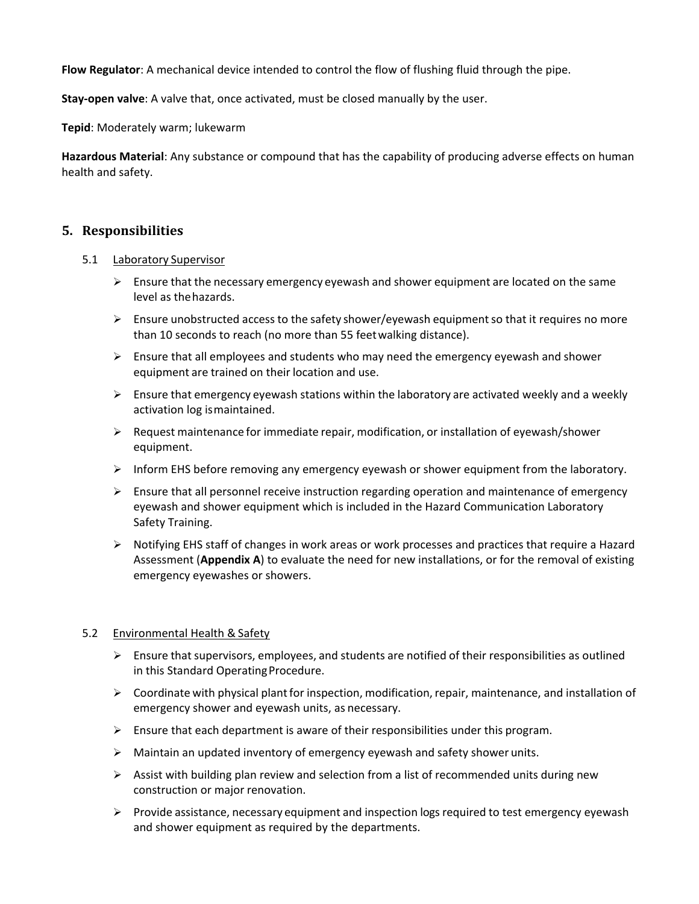**Flow Regulator**: A mechanical device intended to control the flow of flushing fluid through the pipe.

**Stay-open valve**: A valve that, once activated, must be closed manually by the user.

**Tepid**: Moderately warm; lukewarm

**Hazardous Material**: Any substance or compound that has the capability of producing adverse effects on human health and safety.

## 5. Responsibilities

### 5.1 Laboratory Supervisor

- Ensure that the necessary emergency eyewash and shower equipment are located on the same level as the hazards.
- Ensure unobstructed access to the safety shower/eyewash equipment so that it requires no more than 10 seconds to reach (no more than 55 feet walking distance).
- Ensure that all employees and students who may need the emergency eyewash and shower equipment are trained on their location and use.
- Ensure that emergency eyewash stations within the laboratory are activated weekly and a weekly activation log is maintained.
- Request maintenance for immediate repair, modification, or installation of eyewash/shower equipment.
- Inform EHS before removing any emergency eyewash or shower equipment from the laboratory.
- Ensure that all personnel receive instruction regarding operation and maintenance of emergency eyewash and shower equipment which is included in the Hazard Communication Laboratory Safety Training.
- Notifying EHS staff of changes in work areas or work processes and practices that require a Hazard Assessment (**Appendix A**) to evaluate the need for new installations, or for the removal of existing emergency eyewashes or showers.

### 5.2 Environmental Health & Safety

- Ensure that supervisors, employees, and students are notified of their responsibilities as outlined in this Standard Operating Procedure.
- Coordinate with physical plant for inspection, modification, repair, maintenance, and installation of emergency shower and eyewash units, as necessary.
- Ensure that each department is aware of their responsibilities under this program.
- Maintain an updated inventory of emergency eyewash and safety shower units.
- Assist with building plan review and selection from a list of recommended units during new construction or major renovation.
- Provide assistance, necessary equipment and inspection logs required to test emergency eyewash and shower equipment as required by the departments.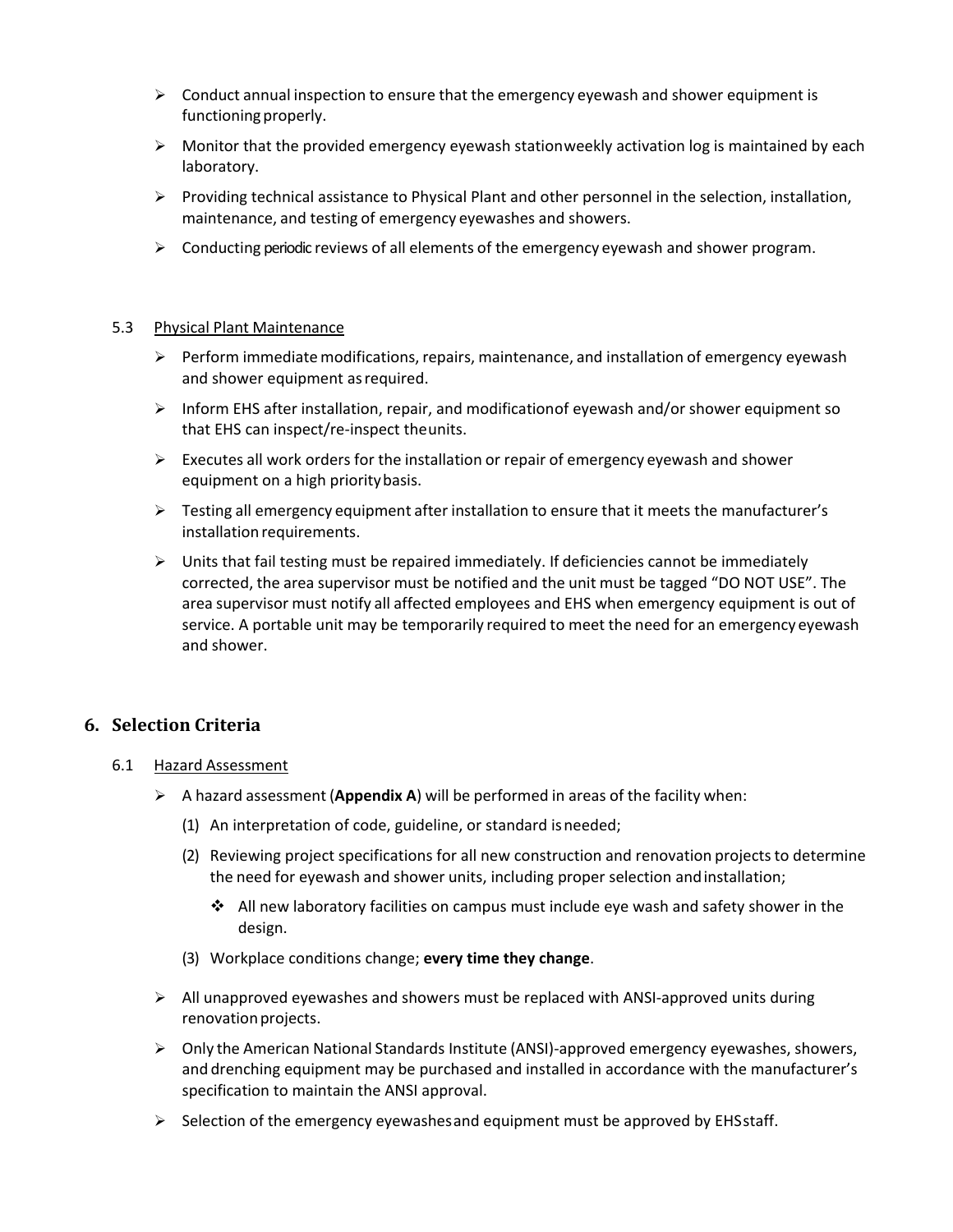- Conduct annual inspection to ensure that the emergency eyewash and shower equipment is functioning properly.
- Monitor that the provided emergency eyewash station weekly activation log is maintained by each laboratory.
- Providing technical assistance to Physical Plant and other personnel in the selection, installation, maintenance, and testing of emergency eyewashes and showers.
- Conducting periodic reviews of all elements of the emergency eyewash and shower program.

5.3 Physical Plant Maintenance

- Perform immediate modifications, repairs, maintenance, and installation of emergency eyewash and shower equipment as required.
- Inform EHS after installation, repair, and modification of eyewash and/or shower equipment so that EHS can inspect/re-inspect the units.
- Executes all work orders for the installation or repair of emergency eyewash and shower equipment on a high priority basis.
- Testing all emergency equipment after installation to ensure that it meets the manufacturer's installation requirements.
- Units that fail testing must be repaired immediately. If deficiencies cannot be immediately corrected, the area supervisor must be notified and the unit must be tagged "DO NOT USE". The area supervisor must notify all affected employees and EHS when emergency equipment is out of service. A portable unit may be temporarily required to meet the need for an emergency eyewash and shower.

## 6. Selection Criteria

6.1 Hazard Assessment

- A hazard assessment (**Appendix A**) will be performed in areas of the facility when:
  (1) An interpretation of code, guideline, or standard is needed;
  (2) Reviewing project specifications for all new construction and renovation projects to determine the need for eyewash and shower units, including proper selection and installation;
    - All new laboratory facilities on campus must include eye wash and safety shower in the design.
  (3) Workplace conditions change; **every time they change**.
- All unapproved eyewashes and showers must be replaced with ANSI-approved units during renovation projects.
- Only the American National Standards Institute (ANSI)-approved emergency eyewashes, showers, and drenching equipment may be purchased and installed in accordance with the manufacturer's specification to maintain the ANSI approval.
- Selection of the emergency eyewashes and equipment must be approved by EHS staff.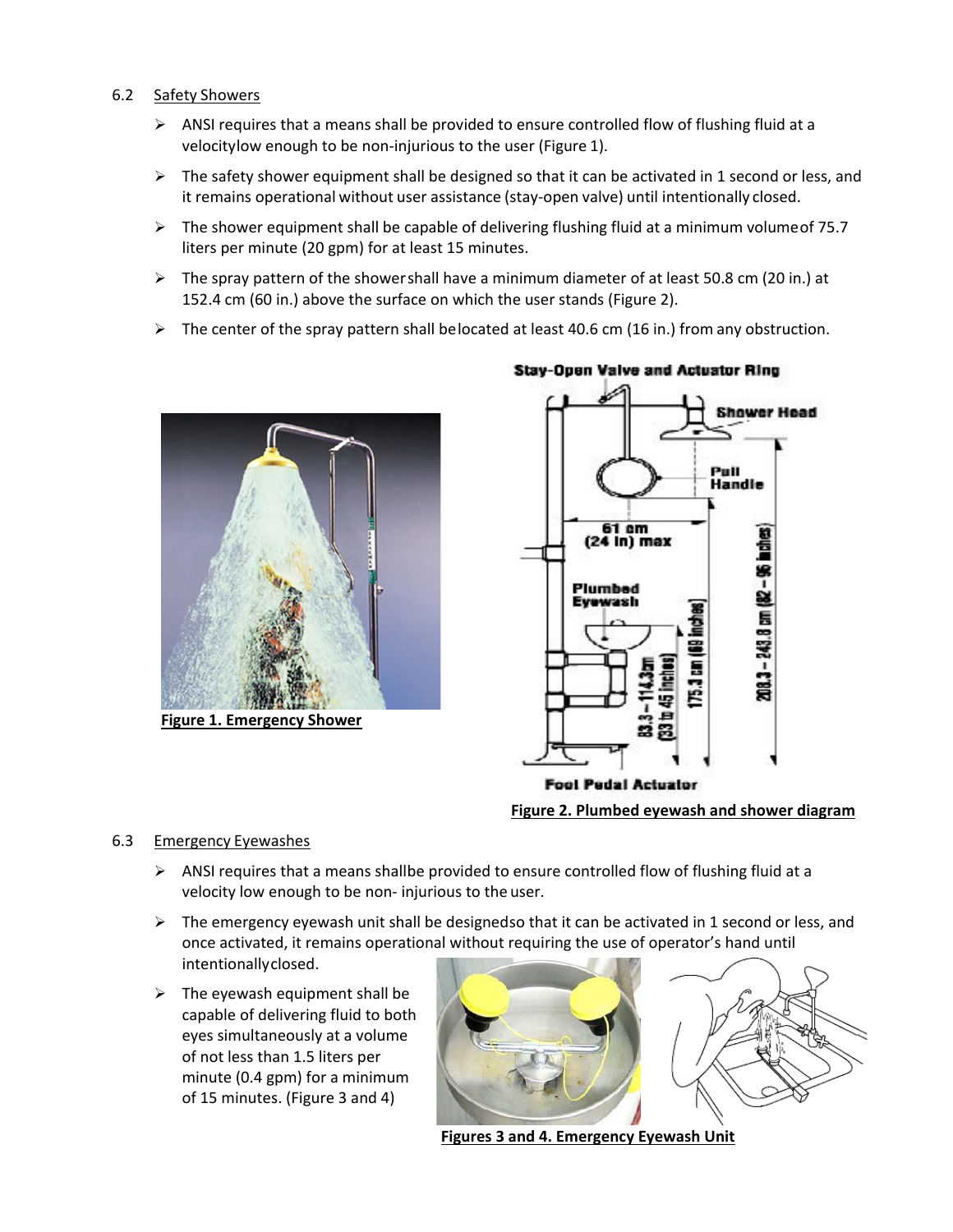6.2 Safety Showers

- ANSI requires that a means shall be provided to ensure controlled flow of flushing fluid at a velocitylow enough to be non-injurious to the user (Figure 1).
- The safety shower equipment shall be designed so that it can be activated in 1 second or less, and it remains operational without user assistance (stay-open valve) until intentionally closed.
- The shower equipment shall be capable of delivering flushing fluid at a minimum volumeof 75.7 liters per minute (20 gpm) for at least 15 minutes.
- The spray pattern of the showershall have a minimum diameter of at least 50.8 cm (20 in.) at 152.4 cm (60 in.) above the surface on which the user stands (Figure 2).
- The center of the spray pattern shall belocated at least 40.6 cm (16 in.) from any obstruction.

**Figure 1. Emergency Shower**

**Figure 2. Plumbed eyewash and shower diagram**

6.3 Emergency Eyewashes

- ANSI requires that a means shallbe provided to ensure controlled flow of flushing fluid at a velocity low enough to be non- injurious to the user.
- The emergency eyewash unit shall be designedso that it can be activated in 1 second or less, and once activated, it remains operational without requiring the use of operator's hand until intentionallyclosed.
- The eyewash equipment shall be capable of delivering fluid to both eyes simultaneously at a volume of not less than 1.5 liters per minute (0.4 gpm) for a minimum of 15 minutes. (Figure 3 and 4)

**Figures 3 and 4. Emergency Eyewash Unit**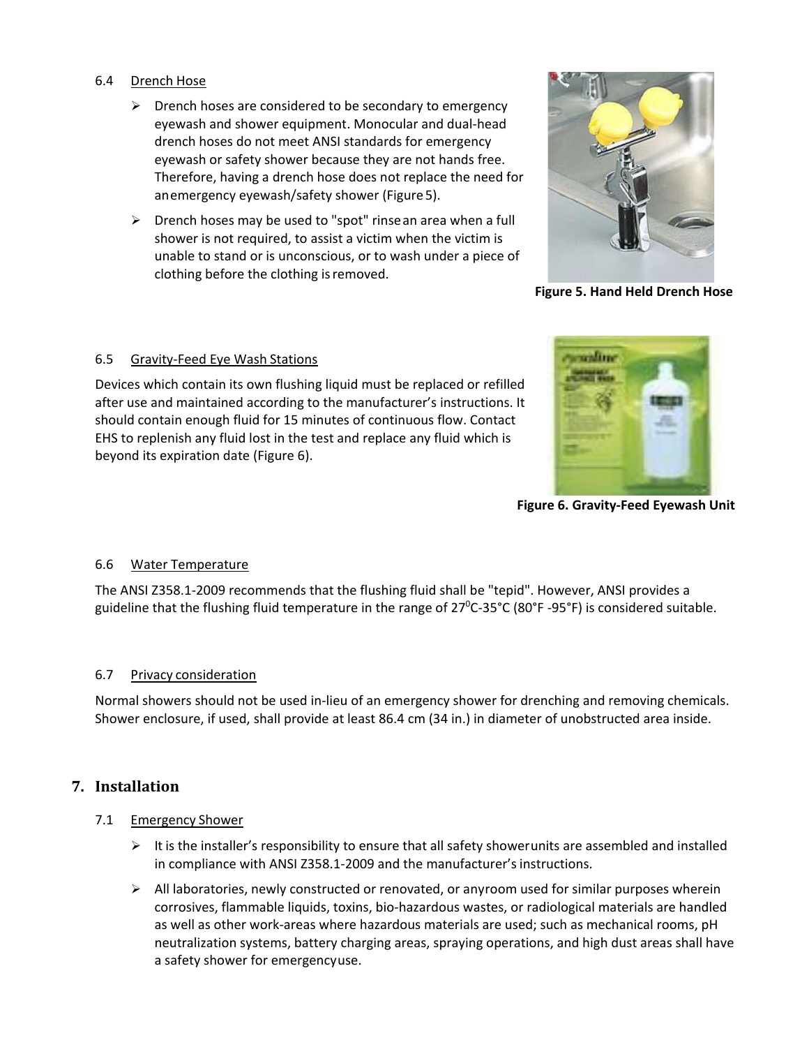### 6.4 Drench Hose

- Drench hoses are considered to be secondary to emergency eyewash and shower equipment. Monocular and dual-head drench hoses do not meet ANSI standards for emergency eyewash or safety shower because they are not hands free. Therefore, having a drench hose does not replace the need for an emergency eyewash/safety shower (Figure 5).
- Drench hoses may be used to "spot" rinse an area when a full shower is not required, to assist a victim when the victim is unable to stand or is unconscious, or to wash under a piece of clothing before the clothing is removed.

**Figure 5. Hand Held Drench Hose**

### 6.5 Gravity-Feed Eye Wash Stations

Devices which contain its own flushing liquid must be replaced or refilled after use and maintained according to the manufacturer's instructions. It should contain enough fluid for 15 minutes of continuous flow. Contact EHS to replenish any fluid lost in the test and replace any fluid which is beyond its expiration date (Figure 6).

**Figure 6. Gravity-Feed Eyewash Unit**

### 6.6 Water Temperature

The ANSI Z358.1-2009 recommends that the flushing fluid shall be "tepid". However, ANSI provides a guideline that the flushing fluid temperature in the range of 27°C-35°C (80°F -95°F) is considered suitable.

### 6.7 Privacy consideration

Normal showers should not be used in-lieu of an emergency shower for drenching and removing chemicals. Shower enclosure, if used, shall provide at least 86.4 cm (34 in.) in diameter of unobstructed area inside.

## 7. Installation

### 7.1 Emergency Shower

- It is the installer's responsibility to ensure that all safety shower units are assembled and installed in compliance with ANSI Z358.1-2009 and the manufacturer's instructions.
- All laboratories, newly constructed or renovated, or any room used for similar purposes wherein corrosives, flammable liquids, toxins, bio-hazardous wastes, or radiological materials are handled as well as other work-areas where hazardous materials are used; such as mechanical rooms, pH neutralization systems, battery charging areas, spraying operations, and high dust areas shall have a safety shower for emergency use.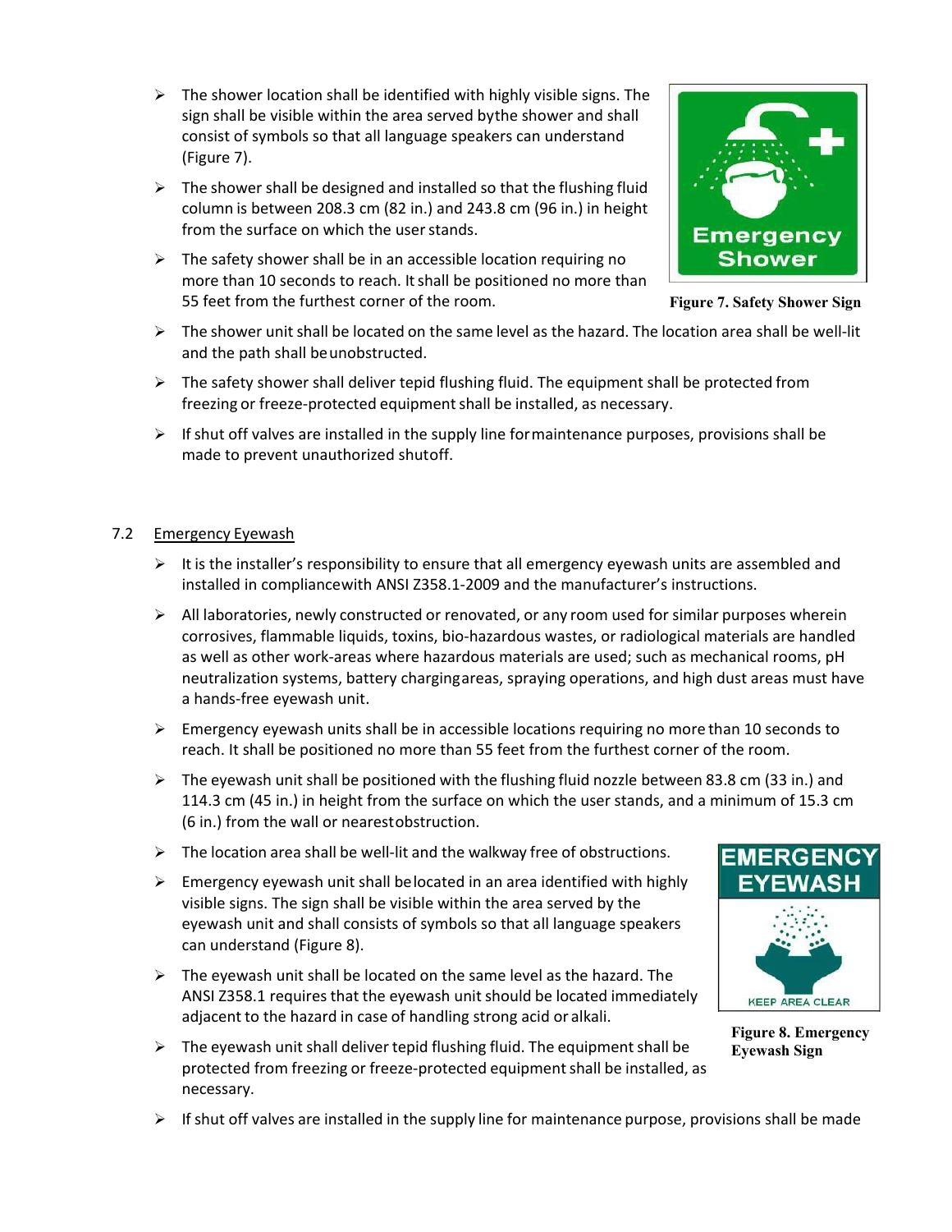- The shower location shall be identified with highly visible signs. The sign shall be visible within the area served bythe shower and shall consist of symbols so that all language speakers can understand (Figure 7).
- The shower shall be designed and installed so that the flushing fluid column is between 208.3 cm (82 in.) and 243.8 cm (96 in.) in height from the surface on which the user stands.
- The safety shower shall be in an accessible location requiring no more than 10 seconds to reach. It shall be positioned no more than 55 feet from the furthest corner of the room.

**Figure 7. Safety Shower Sign**

- The shower unit shall be located on the same level as the hazard. The location area shall be well-lit and the path shall be unobstructed.
- The safety shower shall deliver tepid flushing fluid. The equipment shall be protected from freezing or freeze-protected equipment shall be installed, as necessary.
- If shut off valves are installed in the supply line for maintenance purposes, provisions shall be made to prevent unauthorized shutoff.

7.2 Emergency Eyewash

- It is the installer's responsibility to ensure that all emergency eyewash units are assembled and installed in compliance with ANSI Z358.1-2009 and the manufacturer's instructions.
- All laboratories, newly constructed or renovated, or any room used for similar purposes wherein corrosives, flammable liquids, toxins, bio-hazardous wastes, or radiological materials are handled as well as other work-areas where hazardous materials are used; such as mechanical rooms, pH neutralization systems, battery charging areas, spraying operations, and high dust areas must have a hands-free eyewash unit.
- Emergency eyewash units shall be in accessible locations requiring no more than 10 seconds to reach. It shall be positioned no more than 55 feet from the furthest corner of the room.
- The eyewash unit shall be positioned with the flushing fluid nozzle between 83.8 cm (33 in.) and 114.3 cm (45 in.) in height from the surface on which the user stands, and a minimum of 15.3 cm (6 in.) from the wall or nearest obstruction.
- The location area shall be well-lit and the walkway free of obstructions.
- Emergency eyewash unit shall be located in an area identified with highly visible signs. The sign shall be visible within the area served by the eyewash unit and shall consists of symbols so that all language speakers can understand (Figure 8).
- The eyewash unit shall be located on the same level as the hazard. The ANSI Z358.1 requires that the eyewash unit should be located immediately adjacent to the hazard in case of handling strong acid or alkali.
- The eyewash unit shall deliver tepid flushing fluid. The equipment shall be protected from freezing or freeze-protected equipment shall be installed, as necessary.

**Figure 8. Emergency Eyewash Sign**

- If shut off valves are installed in the supply line for maintenance purpose, provisions shall be made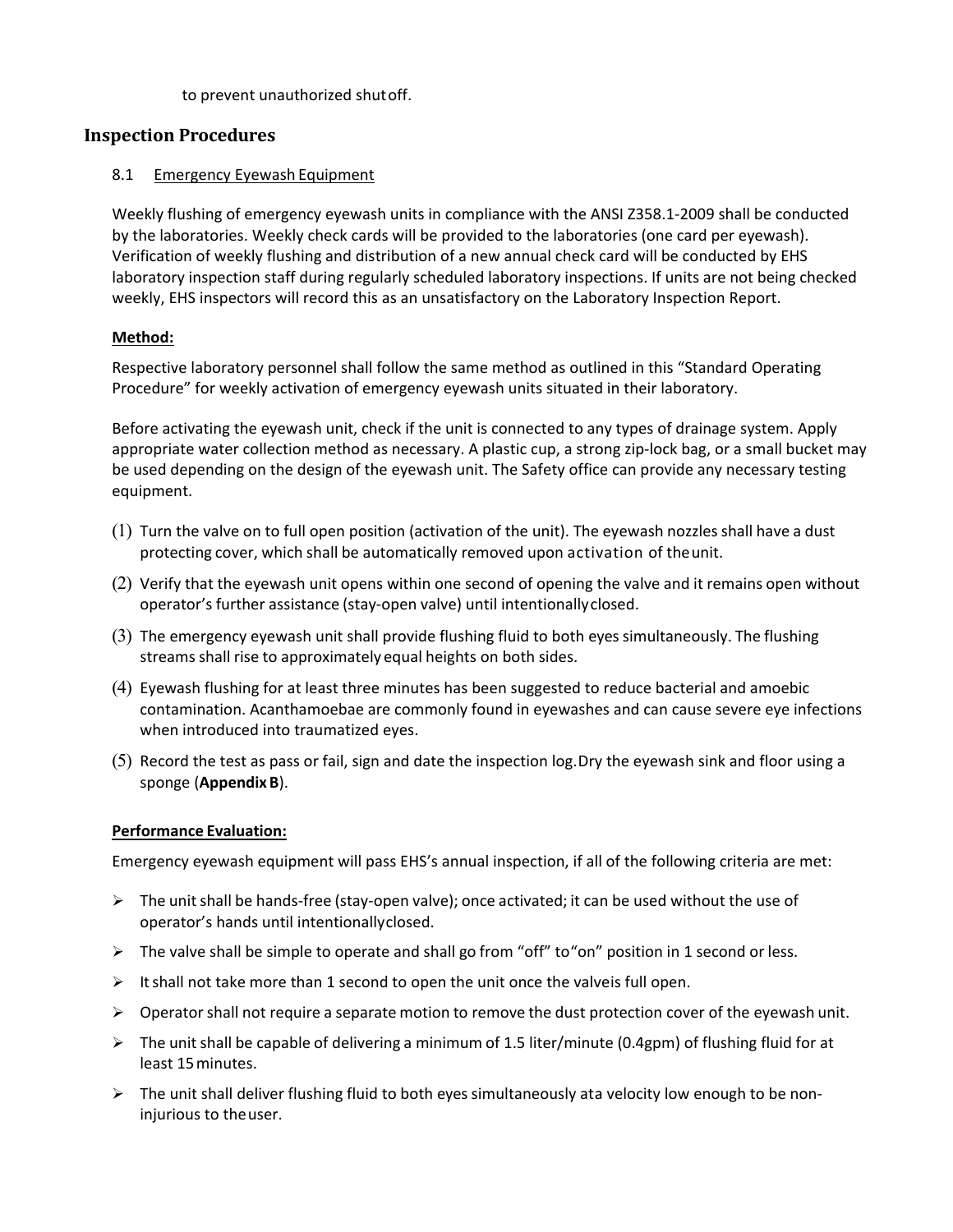to prevent unauthorized shutoff.

## Inspection Procedures

### 8.1 Emergency Eyewash Equipment

Weekly flushing of emergency eyewash units in compliance with the ANSI Z358.1-2009 shall be conducted by the laboratories. Weekly check cards will be provided to the laboratories (one card per eyewash). Verification of weekly flushing and distribution of a new annual check card will be conducted by EHS laboratory inspection staff during regularly scheduled laboratory inspections. If units are not being checked weekly, EHS inspectors will record this as an unsatisfactory on the Laboratory Inspection Report.

**Method:**

Respective laboratory personnel shall follow the same method as outlined in this "Standard Operating Procedure" for weekly activation of emergency eyewash units situated in their laboratory.

Before activating the eyewash unit, check if the unit is connected to any types of drainage system. Apply appropriate water collection method as necessary. A plastic cup, a strong zip-lock bag, or a small bucket may be used depending on the design of the eyewash unit. The Safety office can provide any necessary testing equipment.

(1) Turn the valve on to full open position (activation of the unit). The eyewash nozzles shall have a dust protecting cover, which shall be automatically removed upon activation of the unit.

(2) Verify that the eyewash unit opens within one second of opening the valve and it remains open without operator's further assistance (stay-open valve) until intentionally closed.

(3) The emergency eyewash unit shall provide flushing fluid to both eyes simultaneously. The flushing streams shall rise to approximately equal heights on both sides.

(4) Eyewash flushing for at least three minutes has been suggested to reduce bacterial and amoebic contamination. Acanthamoebae are commonly found in eyewashes and can cause severe eye infections when introduced into traumatized eyes.

(5) Record the test as pass or fail, sign and date the inspection log. Dry the eyewash sink and floor using a sponge (**Appendix B**).

**Performance Evaluation:**

Emergency eyewash equipment will pass EHS's annual inspection, if all of the following criteria are met:

- The unit shall be hands-free (stay-open valve); once activated; it can be used without the use of operator's hands until intentionally closed.
- The valve shall be simple to operate and shall go from "off" to "on" position in 1 second or less.
- It shall not take more than 1 second to open the unit once the valve is full open.
- Operator shall not require a separate motion to remove the dust protection cover of the eyewash unit.
- The unit shall be capable of delivering a minimum of 1.5 liter/minute (0.4gpm) of flushing fluid for at least 15 minutes.
- The unit shall deliver flushing fluid to both eyes simultaneously at a velocity low enough to be non-injurious to the user.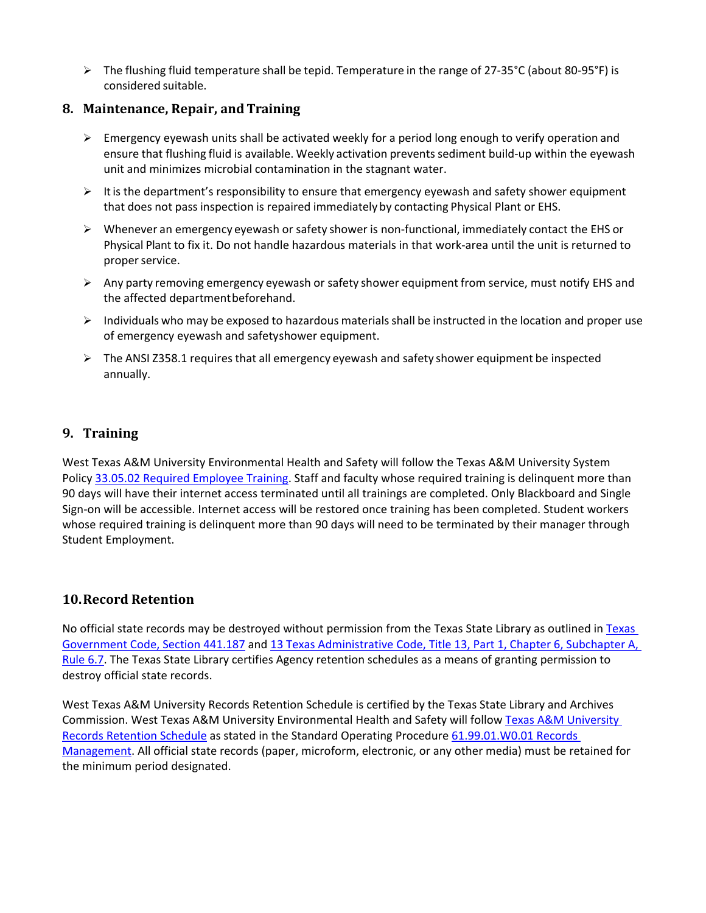- The flushing fluid temperature shall be tepid. Temperature in the range of 27-35°C (about 80-95°F) is considered suitable.

## 8. Maintenance, Repair, and Training

- Emergency eyewash units shall be activated weekly for a period long enough to verify operation and ensure that flushing fluid is available. Weekly activation prevents sediment build-up within the eyewash unit and minimizes microbial contamination in the stagnant water.
- It is the department's responsibility to ensure that emergency eyewash and safety shower equipment that does not pass inspection is repaired immediately by contacting Physical Plant or EHS.
- Whenever an emergency eyewash or safety shower is non-functional, immediately contact the EHS or Physical Plant to fix it. Do not handle hazardous materials in that work-area until the unit is returned to proper service.
- Any party removing emergency eyewash or safety shower equipment from service, must notify EHS and the affected department beforehand.
- Individuals who may be exposed to hazardous materials shall be instructed in the location and proper use of emergency eyewash and safety shower equipment.
- The ANSI Z358.1 requires that all emergency eyewash and safety shower equipment be inspected annually.

## 9. Training

West Texas A&M University Environmental Health and Safety will follow the Texas A&M University System Policy 33.05.02 Required Employee Training. Staff and faculty whose required training is delinquent more than 90 days will have their internet access terminated until all trainings are completed. Only Blackboard and Single Sign-on will be accessible. Internet access will be restored once training has been completed. Student workers whose required training is delinquent more than 90 days will need to be terminated by their manager through Student Employment.

## 10. Record Retention

No official state records may be destroyed without permission from the Texas State Library as outlined in Texas Government Code, Section 441.187 and 13 Texas Administrative Code, Title 13, Part 1, Chapter 6, Subchapter A, Rule 6.7. The Texas State Library certifies Agency retention schedules as a means of granting permission to destroy official state records.

West Texas A&M University Records Retention Schedule is certified by the Texas State Library and Archives Commission. West Texas A&M University Environmental Health and Safety will follow Texas A&M University Records Retention Schedule as stated in the Standard Operating Procedure 61.99.01.W0.01 Records Management. All official state records (paper, microform, electronic, or any other media) must be retained for the minimum period designated.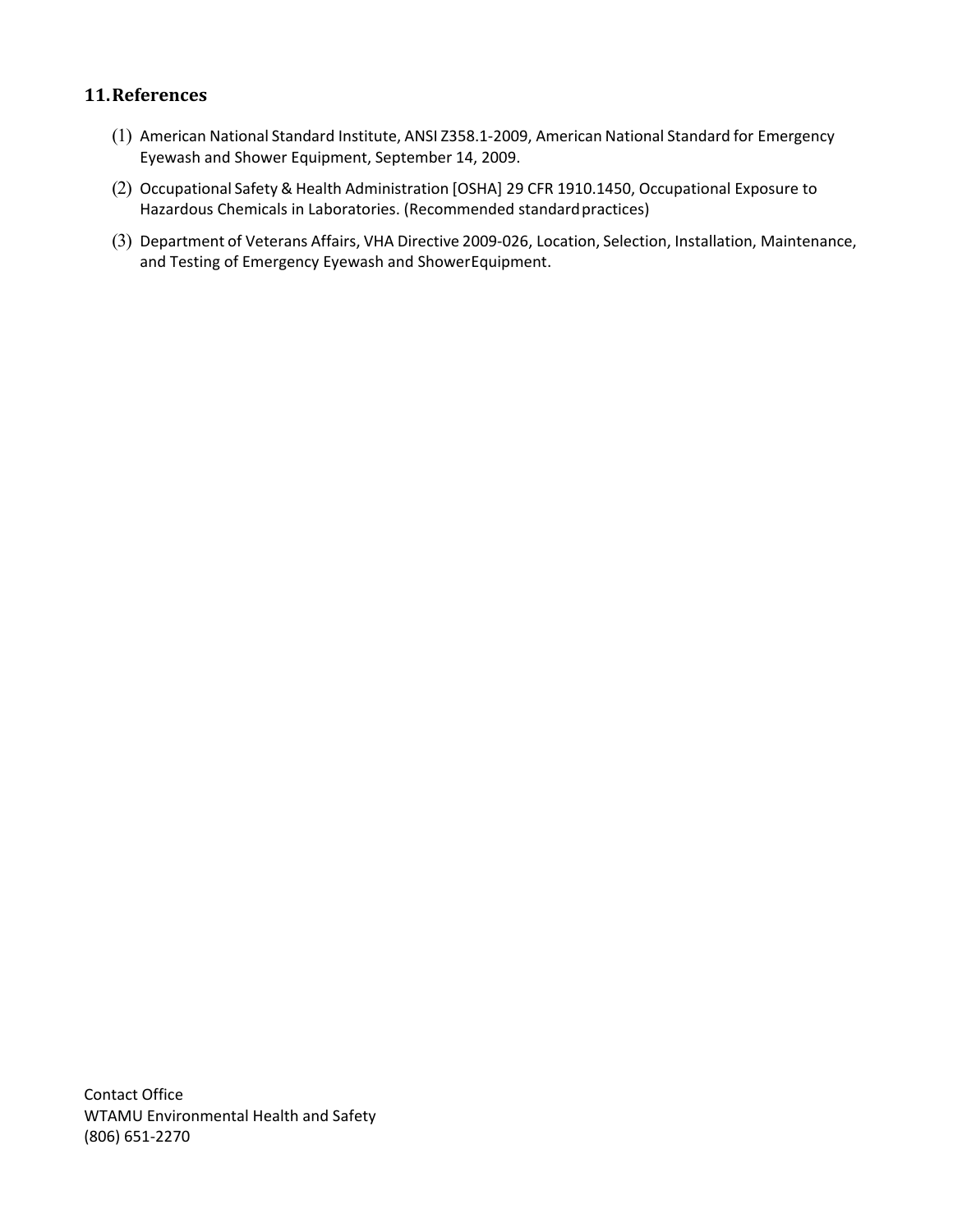## 11. References

(1) American National Standard Institute, ANSI Z358.1-2009, American National Standard for Emergency Eyewash and Shower Equipment, September 14, 2009.

(2) Occupational Safety & Health Administration [OSHA] 29 CFR 1910.1450, Occupational Exposure to Hazardous Chemicals in Laboratories. (Recommended standard practices)

(3) Department of Veterans Affairs, VHA Directive 2009-026, Location, Selection, Installation, Maintenance, and Testing of Emergency Eyewash and Shower Equipment.

Contact Office
WTAMU Environmental Health and Safety
(806) 651-2270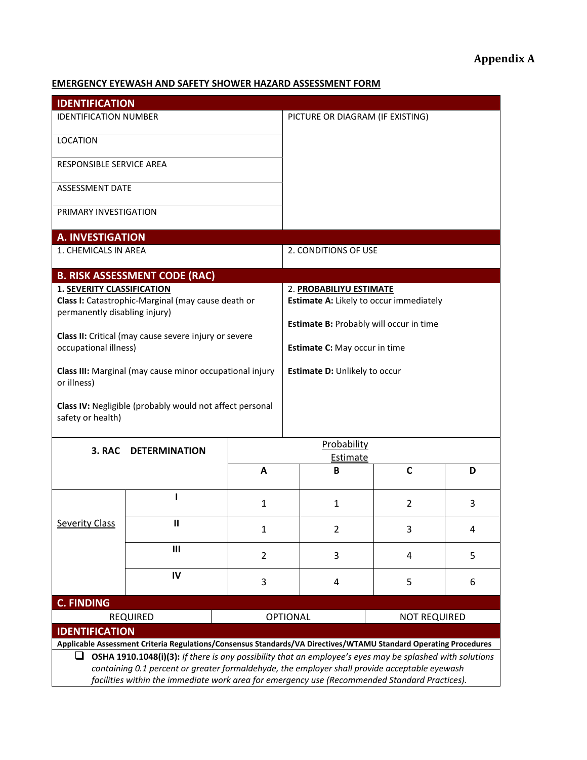# Appendix A

**EMERGENCY EYEWASH AND SAFETY SHOWER HAZARD ASSESSMENT FORM**

## IDENTIFICATION

| | |
|---|---|
| IDENTIFICATION NUMBER | PICTURE OR DIAGRAM (IF EXISTING) |
| LOCATION | |
| RESPONSIBLE SERVICE AREA | |
| ASSESSMENT DATE | |
| PRIMARY INVESTIGATION | |

## A. INVESTIGATION

| | |
|---|---|
| 1. CHEMICALS IN AREA | 2. CONDITIONS OF USE |

## B. RISK ASSESSMENT CODE (RAC)

**1. SEVERITY CLASSIFICATION**

**Class I:** Catastrophic-Marginal (may cause death or permanently disabling injury)

**Class II:** Critical (may cause severe injury or severe occupational illness)

**Class III:** Marginal (may cause minor occupational injury or illness)

**Class IV:** Negligible (probably would not affect personal safety or health)

2. **PROBABILIYU ESTIMATE**

**Estimate A:** Likely to occur immediately

**Estimate B:** Probably will occur in time

**Estimate C:** May occur in time

**Estimate D:** Unlikely to occur

**3. RAC DETERMINATION**

| | | Probability Estimate | | | |
|---|---|---|---|---|---|
| | | **A** | **B** | **C** | **D** |
| Severity Class | **I** | 1 | 1 | 2 | 3 |
| | **II** | 1 | 2 | 3 | 4 |
| | **III** | 2 | 3 | 4 | 5 |
| | **IV** | 3 | 4 | 5 | 6 |

## C. FINDING

| REQUIRED | OPTIONAL | NOT REQUIRED |
|---|---|---|

## IDENTIFICATION

**Applicable Assessment Criteria Regulations/Consensus Standards/VA Directives/WTAMU Standard Operating Procedures**

- ❑ **OSHA 1910.1048(i)(3):** *If there is any possibility that an employee's eyes may be splashed with solutions containing 0.1 percent or greater formaldehyde, the employer shall provide acceptable eyewash facilities within the immediate work area for emergency use (Recommended Standard Practices).*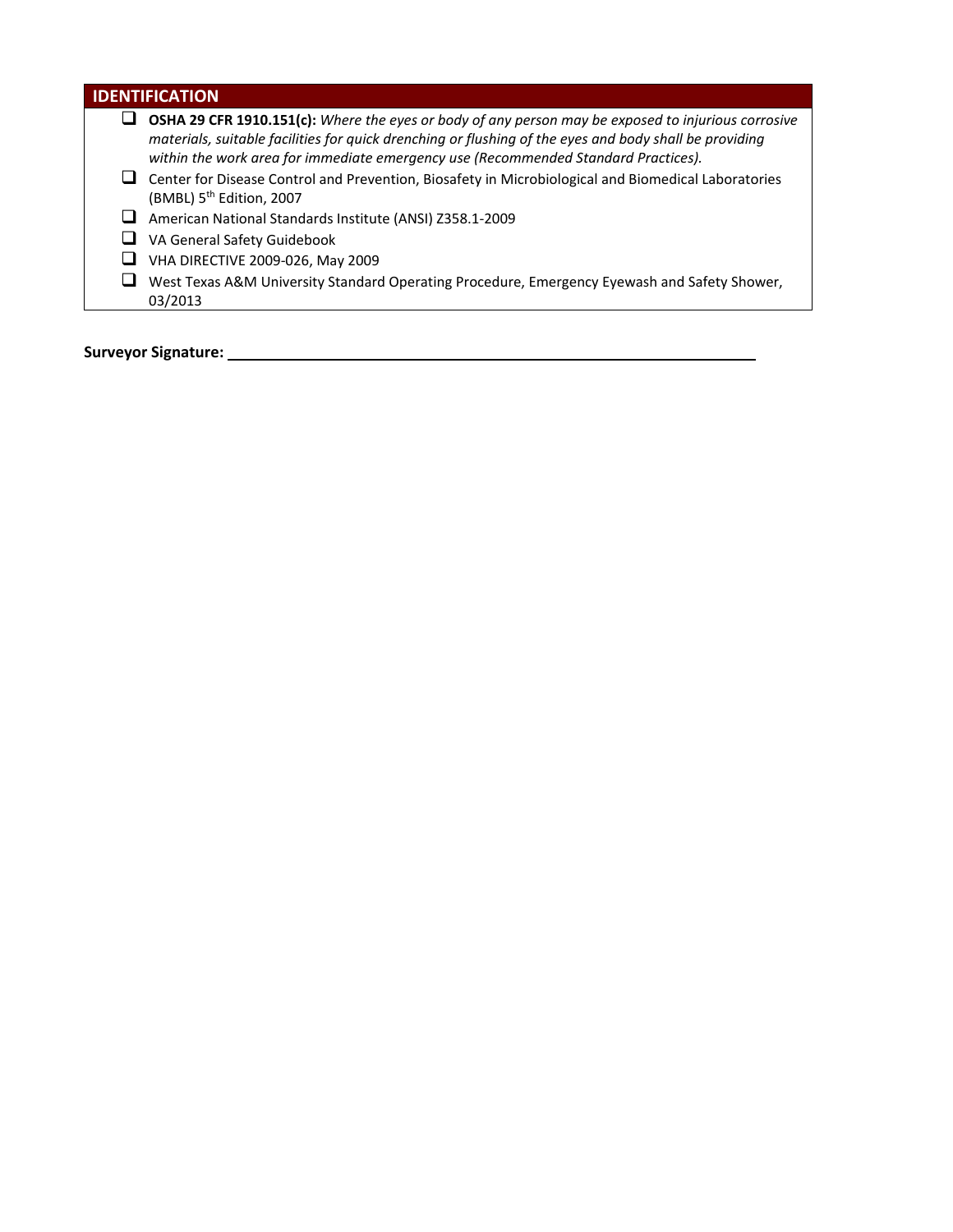## IDENTIFICATION

- ☐ **OSHA 29 CFR 1910.151(c):** *Where the eyes or body of any person may be exposed to injurious corrosive materials, suitable facilities for quick drenching or flushing of the eyes and body shall be providing within the work area for immediate emergency use (Recommended Standard Practices).*
- ☐ Center for Disease Control and Prevention, Biosafety in Microbiological and Biomedical Laboratories (BMBL) 5th Edition, 2007
- ☐ American National Standards Institute (ANSI) Z358.1-2009
- ☐ VA General Safety Guidebook
- ☐ VHA DIRECTIVE 2009-026, May 2009
- ☐ West Texas A&M University Standard Operating Procedure, Emergency Eyewash and Safety Shower, 03/2013

**Surveyor Signature:** ______________________________________________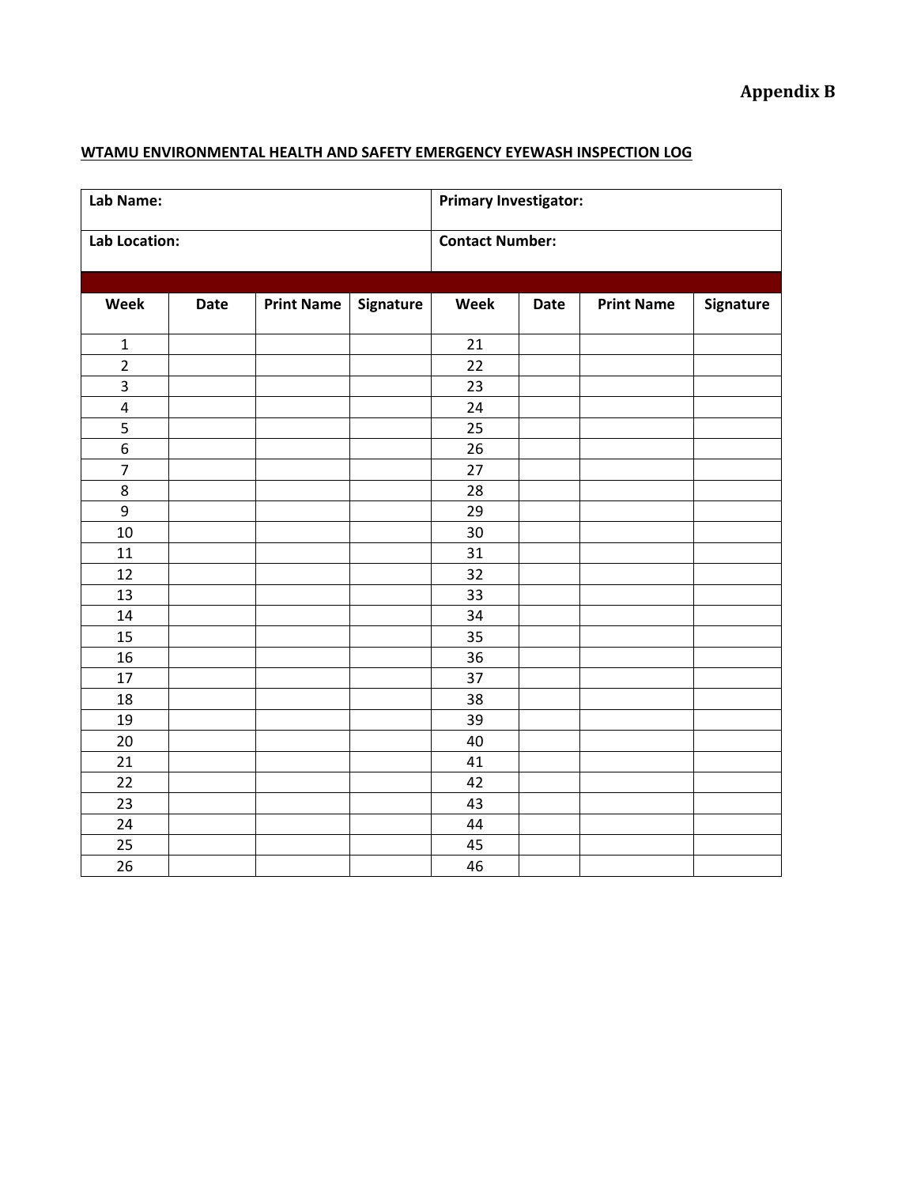# Appendix B

**WTAMU ENVIRONMENTAL HEALTH AND SAFETY EMERGENCY EYEWASH INSPECTION LOG**

| **Lab Name:** | **Primary Investigator:** |
|---|---|
| **Lab Location:** | **Contact Number:** |

| Week | Date | Print Name | Signature | Week | Date | Print Name | Signature |
|---|---|---|---|---|---|---|---|
| 1 | | | | 21 | | | |
| 2 | | | | 22 | | | |
| 3 | | | | 23 | | | |
| 4 | | | | 24 | | | |
| 5 | | | | 25 | | | |
| 6 | | | | 26 | | | |
| 7 | | | | 27 | | | |
| 8 | | | | 28 | | | |
| 9 | | | | 29 | | | |
| 10 | | | | 30 | | | |
| 11 | | | | 31 | | | |
| 12 | | | | 32 | | | |
| 13 | | | | 33 | | | |
| 14 | | | | 34 | | | |
| 15 | | | | 35 | | | |
| 16 | | | | 36 | | | |
| 17 | | | | 37 | | | |
| 18 | | | | 38 | | | |
| 19 | | | | 39 | | | |
| 20 | | | | 40 | | | |
| 21 | | | | 41 | | | |
| 22 | | | | 42 | | | |
| 23 | | | | 43 | | | |
| 24 | | | | 44 | | | |
| 25 | | | | 45 | | | |
| 26 | | | | 46 | | | |